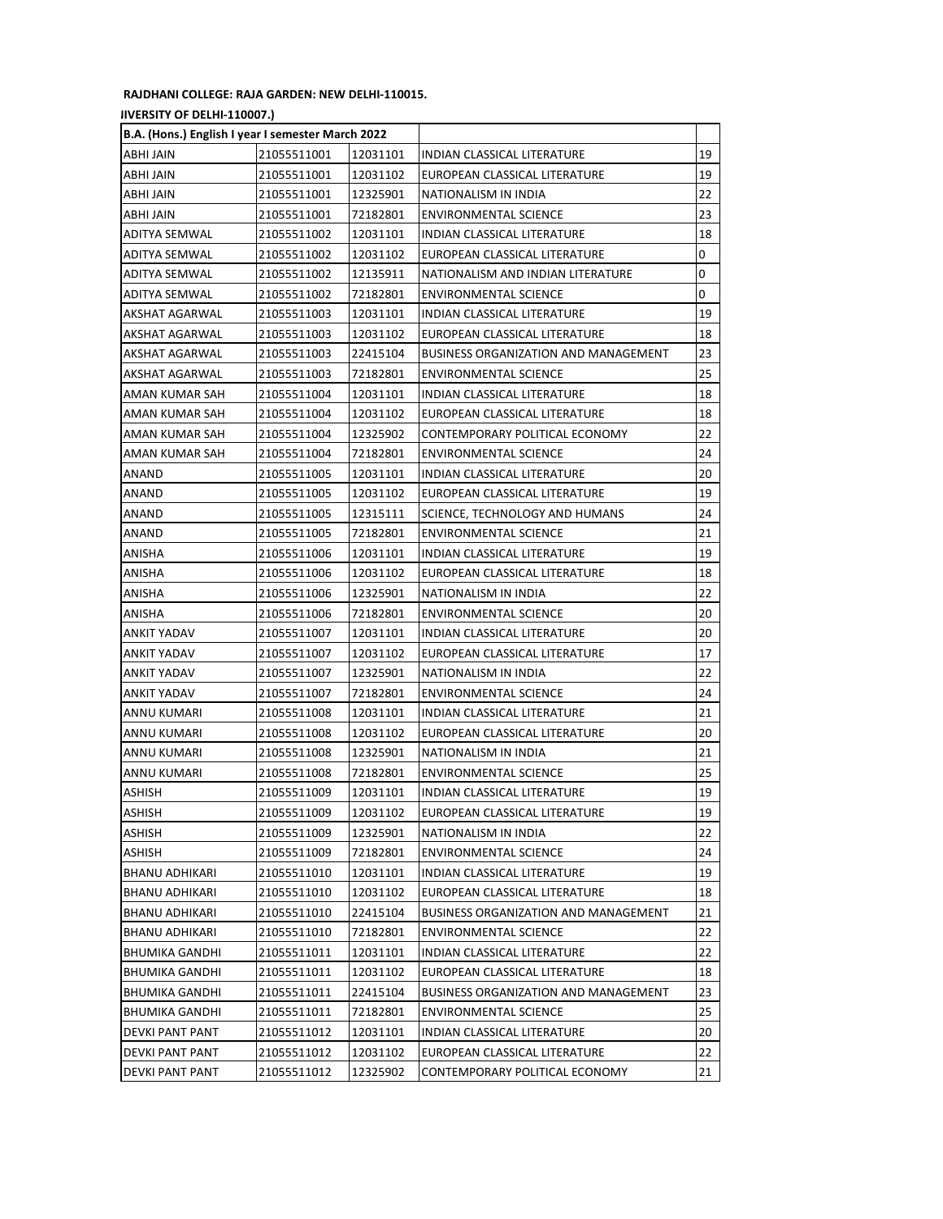**RAJDHANI COLLEGE: RAJA GARDEN: NEW DELHI-110015.**

**IIVERSITY OF DELHI-110007.)**

| B.A. (Hons.) English I year I semester March 2022 | | | | |
|---|---|---|---|---|
| ABHI JAIN | 21055511001 | 12031101 | INDIAN CLASSICAL LITERATURE | 19 |
| ABHI JAIN | 21055511001 | 12031102 | EUROPEAN CLASSICAL LITERATURE | 19 |
| ABHI JAIN | 21055511001 | 12325901 | NATIONALISM IN INDIA | 22 |
| ABHI JAIN | 21055511001 | 72182801 | ENVIRONMENTAL SCIENCE | 23 |
| ADITYA SEMWAL | 21055511002 | 12031101 | INDIAN CLASSICAL LITERATURE | 18 |
| ADITYA SEMWAL | 21055511002 | 12031102 | EUROPEAN CLASSICAL LITERATURE | 0 |
| ADITYA SEMWAL | 21055511002 | 12135911 | NATIONALISM AND INDIAN LITERATURE | 0 |
| ADITYA SEMWAL | 21055511002 | 72182801 | ENVIRONMENTAL SCIENCE | 0 |
| AKSHAT AGARWAL | 21055511003 | 12031101 | INDIAN CLASSICAL LITERATURE | 19 |
| AKSHAT AGARWAL | 21055511003 | 12031102 | EUROPEAN CLASSICAL LITERATURE | 18 |
| AKSHAT AGARWAL | 21055511003 | 22415104 | BUSINESS ORGANIZATION AND MANAGEMENT | 23 |
| AKSHAT AGARWAL | 21055511003 | 72182801 | ENVIRONMENTAL SCIENCE | 25 |
| AMAN KUMAR SAH | 21055511004 | 12031101 | INDIAN CLASSICAL LITERATURE | 18 |
| AMAN KUMAR SAH | 21055511004 | 12031102 | EUROPEAN CLASSICAL LITERATURE | 18 |
| AMAN KUMAR SAH | 21055511004 | 12325902 | CONTEMPORARY POLITICAL ECONOMY | 22 |
| AMAN KUMAR SAH | 21055511004 | 72182801 | ENVIRONMENTAL SCIENCE | 24 |
| ANAND | 21055511005 | 12031101 | INDIAN CLASSICAL LITERATURE | 20 |
| ANAND | 21055511005 | 12031102 | EUROPEAN CLASSICAL LITERATURE | 19 |
| ANAND | 21055511005 | 12315111 | SCIENCE, TECHNOLOGY AND HUMANS | 24 |
| ANAND | 21055511005 | 72182801 | ENVIRONMENTAL SCIENCE | 21 |
| ANISHA | 21055511006 | 12031101 | INDIAN CLASSICAL LITERATURE | 19 |
| ANISHA | 21055511006 | 12031102 | EUROPEAN CLASSICAL LITERATURE | 18 |
| ANISHA | 21055511006 | 12325901 | NATIONALISM IN INDIA | 22 |
| ANISHA | 21055511006 | 72182801 | ENVIRONMENTAL SCIENCE | 20 |
| ANKIT YADAV | 21055511007 | 12031101 | INDIAN CLASSICAL LITERATURE | 20 |
| ANKIT YADAV | 21055511007 | 12031102 | EUROPEAN CLASSICAL LITERATURE | 17 |
| ANKIT YADAV | 21055511007 | 12325901 | NATIONALISM IN INDIA | 22 |
| ANKIT YADAV | 21055511007 | 72182801 | ENVIRONMENTAL SCIENCE | 24 |
| ANNU KUMARI | 21055511008 | 12031101 | INDIAN CLASSICAL LITERATURE | 21 |
| ANNU KUMARI | 21055511008 | 12031102 | EUROPEAN CLASSICAL LITERATURE | 20 |
| ANNU KUMARI | 21055511008 | 12325901 | NATIONALISM IN INDIA | 21 |
| ANNU KUMARI | 21055511008 | 72182801 | ENVIRONMENTAL SCIENCE | 25 |
| ASHISH | 21055511009 | 12031101 | INDIAN CLASSICAL LITERATURE | 19 |
| ASHISH | 21055511009 | 12031102 | EUROPEAN CLASSICAL LITERATURE | 19 |
| ASHISH | 21055511009 | 12325901 | NATIONALISM IN INDIA | 22 |
| ASHISH | 21055511009 | 72182801 | ENVIRONMENTAL SCIENCE | 24 |
| BHANU ADHIKARI | 21055511010 | 12031101 | INDIAN CLASSICAL LITERATURE | 19 |
| BHANU ADHIKARI | 21055511010 | 12031102 | EUROPEAN CLASSICAL LITERATURE | 18 |
| BHANU ADHIKARI | 21055511010 | 22415104 | BUSINESS ORGANIZATION AND MANAGEMENT | 21 |
| BHANU ADHIKARI | 21055511010 | 72182801 | ENVIRONMENTAL SCIENCE | 22 |
| BHUMIKA GANDHI | 21055511011 | 12031101 | INDIAN CLASSICAL LITERATURE | 22 |
| BHUMIKA GANDHI | 21055511011 | 12031102 | EUROPEAN CLASSICAL LITERATURE | 18 |
| BHUMIKA GANDHI | 21055511011 | 22415104 | BUSINESS ORGANIZATION AND MANAGEMENT | 23 |
| BHUMIKA GANDHI | 21055511011 | 72182801 | ENVIRONMENTAL SCIENCE | 25 |
| DEVKI PANT PANT | 21055511012 | 12031101 | INDIAN CLASSICAL LITERATURE | 20 |
| DEVKI PANT PANT | 21055511012 | 12031102 | EUROPEAN CLASSICAL LITERATURE | 22 |
| DEVKI PANT PANT | 21055511012 | 12325902 | CONTEMPORARY POLITICAL ECONOMY | 21 |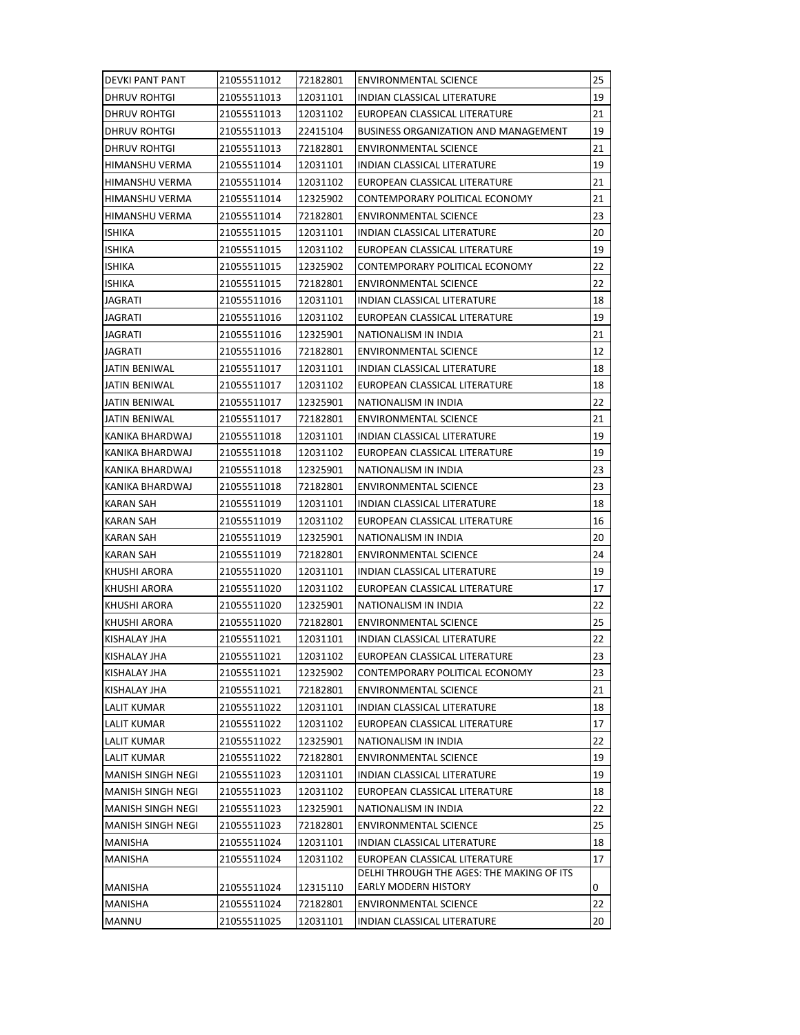| DEVKI PANT PANT | 21055511012 | 72182801 | ENVIRONMENTAL SCIENCE | 25 |
|---|---|---|---|---|
| DHRUV ROHTGI | 21055511013 | 12031101 | INDIAN CLASSICAL LITERATURE | 19 |
| DHRUV ROHTGI | 21055511013 | 12031102 | EUROPEAN CLASSICAL LITERATURE | 21 |
| DHRUV ROHTGI | 21055511013 | 22415104 | BUSINESS ORGANIZATION AND MANAGEMENT | 19 |
| DHRUV ROHTGI | 21055511013 | 72182801 | ENVIRONMENTAL SCIENCE | 21 |
| HIMANSHU VERMA | 21055511014 | 12031101 | INDIAN CLASSICAL LITERATURE | 19 |
| HIMANSHU VERMA | 21055511014 | 12031102 | EUROPEAN CLASSICAL LITERATURE | 21 |
| HIMANSHU VERMA | 21055511014 | 12325902 | CONTEMPORARY POLITICAL ECONOMY | 21 |
| HIMANSHU VERMA | 21055511014 | 72182801 | ENVIRONMENTAL SCIENCE | 23 |
| ISHIKA | 21055511015 | 12031101 | INDIAN CLASSICAL LITERATURE | 20 |
| ISHIKA | 21055511015 | 12031102 | EUROPEAN CLASSICAL LITERATURE | 19 |
| ISHIKA | 21055511015 | 12325902 | CONTEMPORARY POLITICAL ECONOMY | 22 |
| ISHIKA | 21055511015 | 72182801 | ENVIRONMENTAL SCIENCE | 22 |
| JAGRATI | 21055511016 | 12031101 | INDIAN CLASSICAL LITERATURE | 18 |
| JAGRATI | 21055511016 | 12031102 | EUROPEAN CLASSICAL LITERATURE | 19 |
| JAGRATI | 21055511016 | 12325901 | NATIONALISM IN INDIA | 21 |
| JAGRATI | 21055511016 | 72182801 | ENVIRONMENTAL SCIENCE | 12 |
| JATIN BENIWAL | 21055511017 | 12031101 | INDIAN CLASSICAL LITERATURE | 18 |
| JATIN BENIWAL | 21055511017 | 12031102 | EUROPEAN CLASSICAL LITERATURE | 18 |
| JATIN BENIWAL | 21055511017 | 12325901 | NATIONALISM IN INDIA | 22 |
| JATIN BENIWAL | 21055511017 | 72182801 | ENVIRONMENTAL SCIENCE | 21 |
| KANIKA BHARDWAJ | 21055511018 | 12031101 | INDIAN CLASSICAL LITERATURE | 19 |
| KANIKA BHARDWAJ | 21055511018 | 12031102 | EUROPEAN CLASSICAL LITERATURE | 19 |
| KANIKA BHARDWAJ | 21055511018 | 12325901 | NATIONALISM IN INDIA | 23 |
| KANIKA BHARDWAJ | 21055511018 | 72182801 | ENVIRONMENTAL SCIENCE | 23 |
| KARAN SAH | 21055511019 | 12031101 | INDIAN CLASSICAL LITERATURE | 18 |
| KARAN SAH | 21055511019 | 12031102 | EUROPEAN CLASSICAL LITERATURE | 16 |
| KARAN SAH | 21055511019 | 12325901 | NATIONALISM IN INDIA | 20 |
| KARAN SAH | 21055511019 | 72182801 | ENVIRONMENTAL SCIENCE | 24 |
| KHUSHI ARORA | 21055511020 | 12031101 | INDIAN CLASSICAL LITERATURE | 19 |
| KHUSHI ARORA | 21055511020 | 12031102 | EUROPEAN CLASSICAL LITERATURE | 17 |
| KHUSHI ARORA | 21055511020 | 12325901 | NATIONALISM IN INDIA | 22 |
| KHUSHI ARORA | 21055511020 | 72182801 | ENVIRONMENTAL SCIENCE | 25 |
| KISHALAY JHA | 21055511021 | 12031101 | INDIAN CLASSICAL LITERATURE | 22 |
| KISHALAY JHA | 21055511021 | 12031102 | EUROPEAN CLASSICAL LITERATURE | 23 |
| KISHALAY JHA | 21055511021 | 12325902 | CONTEMPORARY POLITICAL ECONOMY | 23 |
| KISHALAY JHA | 21055511021 | 72182801 | ENVIRONMENTAL SCIENCE | 21 |
| LALIT KUMAR | 21055511022 | 12031101 | INDIAN CLASSICAL LITERATURE | 18 |
| LALIT KUMAR | 21055511022 | 12031102 | EUROPEAN CLASSICAL LITERATURE | 17 |
| LALIT KUMAR | 21055511022 | 12325901 | NATIONALISM IN INDIA | 22 |
| LALIT KUMAR | 21055511022 | 72182801 | ENVIRONMENTAL SCIENCE | 19 |
| MANISH SINGH NEGI | 21055511023 | 12031101 | INDIAN CLASSICAL LITERATURE | 19 |
| MANISH SINGH NEGI | 21055511023 | 12031102 | EUROPEAN CLASSICAL LITERATURE | 18 |
| MANISH SINGH NEGI | 21055511023 | 12325901 | NATIONALISM IN INDIA | 22 |
| MANISH SINGH NEGI | 21055511023 | 72182801 | ENVIRONMENTAL SCIENCE | 25 |
| MANISHA | 21055511024 | 12031101 | INDIAN CLASSICAL LITERATURE | 18 |
| MANISHA | 21055511024 | 12031102 | EUROPEAN CLASSICAL LITERATURE | 17 |
| MANISHA | 21055511024 | 12315110 | DELHI THROUGH THE AGES: THE MAKING OF ITS EARLY MODERN HISTORY | 0 |
| MANISHA | 21055511024 | 72182801 | ENVIRONMENTAL SCIENCE | 22 |
| MANNU | 21055511025 | 12031101 | INDIAN CLASSICAL LITERATURE | 20 |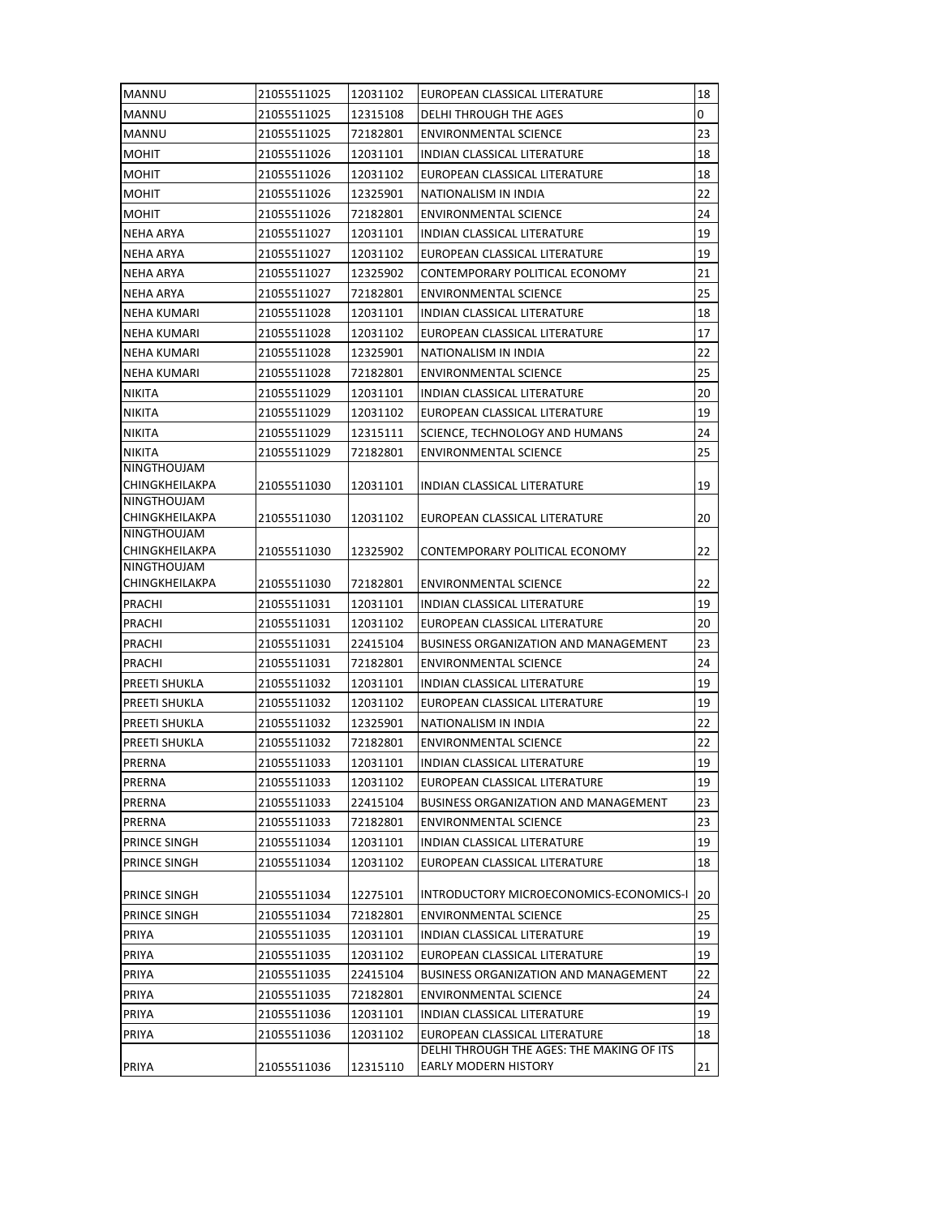| MANNU | 21055511025 | 12031102 | EUROPEAN CLASSICAL LITERATURE | 18 |
|---|---|---|---|---|
| MANNU | 21055511025 | 12315108 | DELHI THROUGH THE AGES | 0 |
| MANNU | 21055511025 | 72182801 | ENVIRONMENTAL SCIENCE | 23 |
| MOHIT | 21055511026 | 12031101 | INDIAN CLASSICAL LITERATURE | 18 |
| MOHIT | 21055511026 | 12031102 | EUROPEAN CLASSICAL LITERATURE | 18 |
| MOHIT | 21055511026 | 12325901 | NATIONALISM IN INDIA | 22 |
| MOHIT | 21055511026 | 72182801 | ENVIRONMENTAL SCIENCE | 24 |
| NEHA ARYA | 21055511027 | 12031101 | INDIAN CLASSICAL LITERATURE | 19 |
| NEHA ARYA | 21055511027 | 12031102 | EUROPEAN CLASSICAL LITERATURE | 19 |
| NEHA ARYA | 21055511027 | 12325902 | CONTEMPORARY POLITICAL ECONOMY | 21 |
| NEHA ARYA | 21055511027 | 72182801 | ENVIRONMENTAL SCIENCE | 25 |
| NEHA KUMARI | 21055511028 | 12031101 | INDIAN CLASSICAL LITERATURE | 18 |
| NEHA KUMARI | 21055511028 | 12031102 | EUROPEAN CLASSICAL LITERATURE | 17 |
| NEHA KUMARI | 21055511028 | 12325901 | NATIONALISM IN INDIA | 22 |
| NEHA KUMARI | 21055511028 | 72182801 | ENVIRONMENTAL SCIENCE | 25 |
| NIKITA | 21055511029 | 12031101 | INDIAN CLASSICAL LITERATURE | 20 |
| NIKITA | 21055511029 | 12031102 | EUROPEAN CLASSICAL LITERATURE | 19 |
| NIKITA | 21055511029 | 12315111 | SCIENCE, TECHNOLOGY AND HUMANS | 24 |
| NIKITA | 21055511029 | 72182801 | ENVIRONMENTAL SCIENCE | 25 |
| NINGTHOUJAM CHINGKHEILAKPA | 21055511030 | 12031101 | INDIAN CLASSICAL LITERATURE | 19 |
| NINGTHOUJAM CHINGKHEILAKPA | 21055511030 | 12031102 | EUROPEAN CLASSICAL LITERATURE | 20 |
| NINGTHOUJAM CHINGKHEILAKPA | 21055511030 | 12325902 | CONTEMPORARY POLITICAL ECONOMY | 22 |
| NINGTHOUJAM CHINGKHEILAKPA | 21055511030 | 72182801 | ENVIRONMENTAL SCIENCE | 22 |
| PRACHI | 21055511031 | 12031101 | INDIAN CLASSICAL LITERATURE | 19 |
| PRACHI | 21055511031 | 12031102 | EUROPEAN CLASSICAL LITERATURE | 20 |
| PRACHI | 21055511031 | 22415104 | BUSINESS ORGANIZATION AND MANAGEMENT | 23 |
| PRACHI | 21055511031 | 72182801 | ENVIRONMENTAL SCIENCE | 24 |
| PREETI SHUKLA | 21055511032 | 12031101 | INDIAN CLASSICAL LITERATURE | 19 |
| PREETI SHUKLA | 21055511032 | 12031102 | EUROPEAN CLASSICAL LITERATURE | 19 |
| PREETI SHUKLA | 21055511032 | 12325901 | NATIONALISM IN INDIA | 22 |
| PREETI SHUKLA | 21055511032 | 72182801 | ENVIRONMENTAL SCIENCE | 22 |
| PRERNA | 21055511033 | 12031101 | INDIAN CLASSICAL LITERATURE | 19 |
| PRERNA | 21055511033 | 12031102 | EUROPEAN CLASSICAL LITERATURE | 19 |
| PRERNA | 21055511033 | 22415104 | BUSINESS ORGANIZATION AND MANAGEMENT | 23 |
| PRERNA | 21055511033 | 72182801 | ENVIRONMENTAL SCIENCE | 23 |
| PRINCE SINGH | 21055511034 | 12031101 | INDIAN CLASSICAL LITERATURE | 19 |
| PRINCE SINGH | 21055511034 | 12031102 | EUROPEAN CLASSICAL LITERATURE | 18 |
| PRINCE SINGH | 21055511034 | 12275101 | INTRODUCTORY MICROECONOMICS-ECONOMICS-I | 20 |
| PRINCE SINGH | 21055511034 | 72182801 | ENVIRONMENTAL SCIENCE | 25 |
| PRIYA | 21055511035 | 12031101 | INDIAN CLASSICAL LITERATURE | 19 |
| PRIYA | 21055511035 | 12031102 | EUROPEAN CLASSICAL LITERATURE | 19 |
| PRIYA | 21055511035 | 22415104 | BUSINESS ORGANIZATION AND MANAGEMENT | 22 |
| PRIYA | 21055511035 | 72182801 | ENVIRONMENTAL SCIENCE | 24 |
| PRIYA | 21055511036 | 12031101 | INDIAN CLASSICAL LITERATURE | 19 |
| PRIYA | 21055511036 | 12031102 | EUROPEAN CLASSICAL LITERATURE | 18 |
| PRIYA | 21055511036 | 12315110 | DELHI THROUGH THE AGES: THE MAKING OF ITS EARLY MODERN HISTORY | 21 |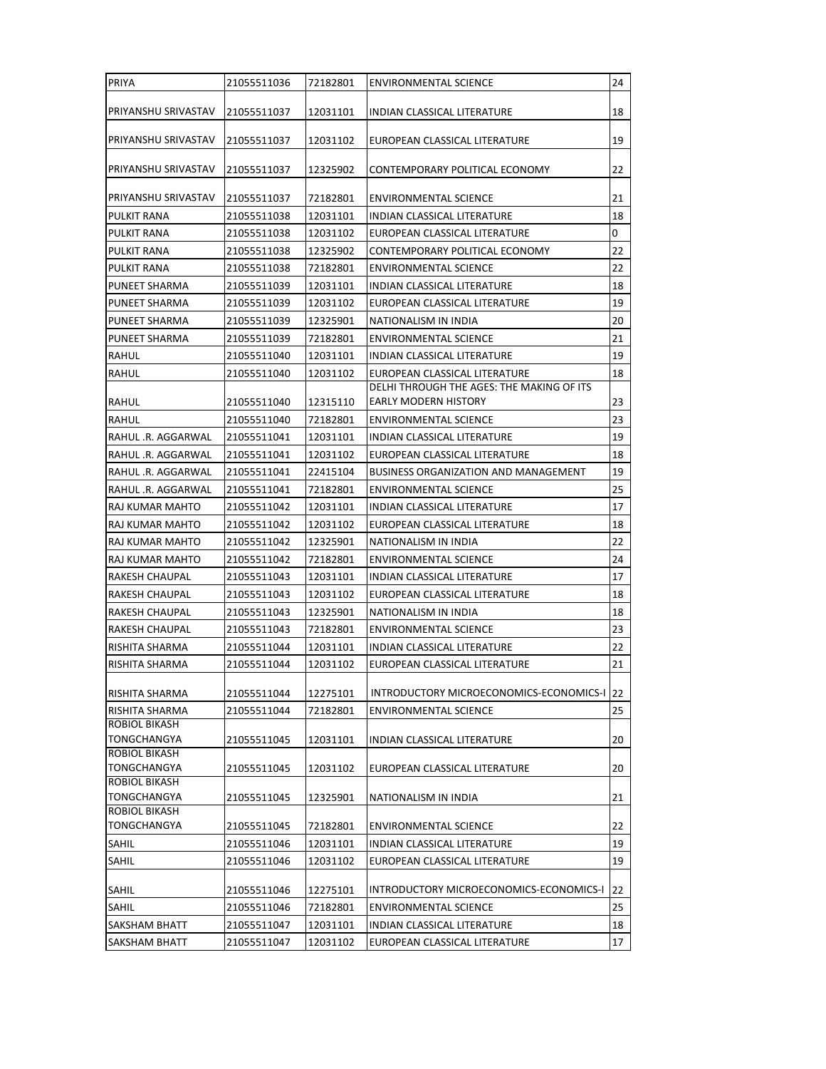| | | | | |
|---|---|---|---|---|
| PRIYA | 21055511036 | 72182801 | ENVIRONMENTAL SCIENCE | 24 |
| PRIYANSHU SRIVASTAV | 21055511037 | 12031101 | INDIAN CLASSICAL LITERATURE | 18 |
| PRIYANSHU SRIVASTAV | 21055511037 | 12031102 | EUROPEAN CLASSICAL LITERATURE | 19 |
| PRIYANSHU SRIVASTAV | 21055511037 | 12325902 | CONTEMPORARY POLITICAL ECONOMY | 22 |
| PRIYANSHU SRIVASTAV | 21055511037 | 72182801 | ENVIRONMENTAL SCIENCE | 21 |
| PULKIT RANA | 21055511038 | 12031101 | INDIAN CLASSICAL LITERATURE | 18 |
| PULKIT RANA | 21055511038 | 12031102 | EUROPEAN CLASSICAL LITERATURE | 0 |
| PULKIT RANA | 21055511038 | 12325902 | CONTEMPORARY POLITICAL ECONOMY | 22 |
| PULKIT RANA | 21055511038 | 72182801 | ENVIRONMENTAL SCIENCE | 22 |
| PUNEET SHARMA | 21055511039 | 12031101 | INDIAN CLASSICAL LITERATURE | 18 |
| PUNEET SHARMA | 21055511039 | 12031102 | EUROPEAN CLASSICAL LITERATURE | 19 |
| PUNEET SHARMA | 21055511039 | 12325901 | NATIONALISM IN INDIA | 20 |
| PUNEET SHARMA | 21055511039 | 72182801 | ENVIRONMENTAL SCIENCE | 21 |
| RAHUL | 21055511040 | 12031101 | INDIAN CLASSICAL LITERATURE | 19 |
| RAHUL | 21055511040 | 12031102 | EUROPEAN CLASSICAL LITERATURE | 18 |
| RAHUL | 21055511040 | 12315110 | DELHI THROUGH THE AGES: THE MAKING OF ITS EARLY MODERN HISTORY | 23 |
| RAHUL | 21055511040 | 72182801 | ENVIRONMENTAL SCIENCE | 23 |
| RAHUL .R. AGGARWAL | 21055511041 | 12031101 | INDIAN CLASSICAL LITERATURE | 19 |
| RAHUL .R. AGGARWAL | 21055511041 | 12031102 | EUROPEAN CLASSICAL LITERATURE | 18 |
| RAHUL .R. AGGARWAL | 21055511041 | 22415104 | BUSINESS ORGANIZATION AND MANAGEMENT | 19 |
| RAHUL .R. AGGARWAL | 21055511041 | 72182801 | ENVIRONMENTAL SCIENCE | 25 |
| RAJ KUMAR MAHTO | 21055511042 | 12031101 | INDIAN CLASSICAL LITERATURE | 17 |
| RAJ KUMAR MAHTO | 21055511042 | 12031102 | EUROPEAN CLASSICAL LITERATURE | 18 |
| RAJ KUMAR MAHTO | 21055511042 | 12325901 | NATIONALISM IN INDIA | 22 |
| RAJ KUMAR MAHTO | 21055511042 | 72182801 | ENVIRONMENTAL SCIENCE | 24 |
| RAKESH CHAUPAL | 21055511043 | 12031101 | INDIAN CLASSICAL LITERATURE | 17 |
| RAKESH CHAUPAL | 21055511043 | 12031102 | EUROPEAN CLASSICAL LITERATURE | 18 |
| RAKESH CHAUPAL | 21055511043 | 12325901 | NATIONALISM IN INDIA | 18 |
| RAKESH CHAUPAL | 21055511043 | 72182801 | ENVIRONMENTAL SCIENCE | 23 |
| RISHITA SHARMA | 21055511044 | 12031101 | INDIAN CLASSICAL LITERATURE | 22 |
| RISHITA SHARMA | 21055511044 | 12031102 | EUROPEAN CLASSICAL LITERATURE | 21 |
| RISHITA SHARMA | 21055511044 | 12275101 | INTRODUCTORY MICROECONOMICS-ECONOMICS-I | 22 |
| RISHITA SHARMA | 21055511044 | 72182801 | ENVIRONMENTAL SCIENCE | 25 |
| ROBIOL BIKASH TONGCHANGYA | 21055511045 | 12031101 | INDIAN CLASSICAL LITERATURE | 20 |
| ROBIOL BIKASH TONGCHANGYA | 21055511045 | 12031102 | EUROPEAN CLASSICAL LITERATURE | 20 |
| ROBIOL BIKASH TONGCHANGYA | 21055511045 | 12325901 | NATIONALISM IN INDIA | 21 |
| ROBIOL BIKASH TONGCHANGYA | 21055511045 | 72182801 | ENVIRONMENTAL SCIENCE | 22 |
| SAHIL | 21055511046 | 12031101 | INDIAN CLASSICAL LITERATURE | 19 |
| SAHIL | 21055511046 | 12031102 | EUROPEAN CLASSICAL LITERATURE | 19 |
| SAHIL | 21055511046 | 12275101 | INTRODUCTORY MICROECONOMICS-ECONOMICS-I | 22 |
| SAHIL | 21055511046 | 72182801 | ENVIRONMENTAL SCIENCE | 25 |
| SAKSHAM BHATT | 21055511047 | 12031101 | INDIAN CLASSICAL LITERATURE | 18 |
| SAKSHAM BHATT | 21055511047 | 12031102 | EUROPEAN CLASSICAL LITERATURE | 17 |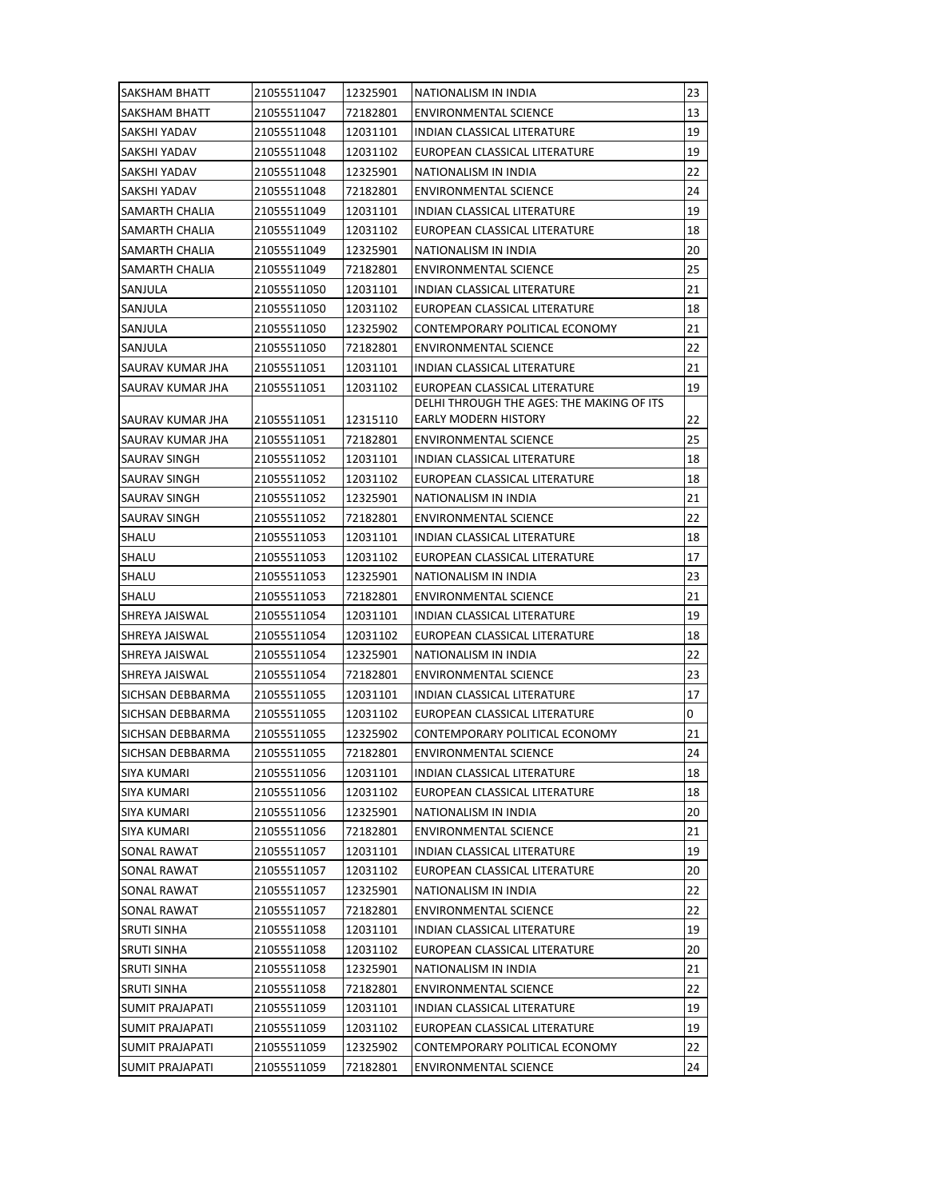| SAKSHAM BHATT | 21055511047 | 12325901 | NATIONALISM IN INDIA | 23 |
|---|---|---|---|---|
| SAKSHAM BHATT | 21055511047 | 72182801 | ENVIRONMENTAL SCIENCE | 13 |
| SAKSHI YADAV | 21055511048 | 12031101 | INDIAN CLASSICAL LITERATURE | 19 |
| SAKSHI YADAV | 21055511048 | 12031102 | EUROPEAN CLASSICAL LITERATURE | 19 |
| SAKSHI YADAV | 21055511048 | 12325901 | NATIONALISM IN INDIA | 22 |
| SAKSHI YADAV | 21055511048 | 72182801 | ENVIRONMENTAL SCIENCE | 24 |
| SAMARTH CHALIA | 21055511049 | 12031101 | INDIAN CLASSICAL LITERATURE | 19 |
| SAMARTH CHALIA | 21055511049 | 12031102 | EUROPEAN CLASSICAL LITERATURE | 18 |
| SAMARTH CHALIA | 21055511049 | 12325901 | NATIONALISM IN INDIA | 20 |
| SAMARTH CHALIA | 21055511049 | 72182801 | ENVIRONMENTAL SCIENCE | 25 |
| SANJULA | 21055511050 | 12031101 | INDIAN CLASSICAL LITERATURE | 21 |
| SANJULA | 21055511050 | 12031102 | EUROPEAN CLASSICAL LITERATURE | 18 |
| SANJULA | 21055511050 | 12325902 | CONTEMPORARY POLITICAL ECONOMY | 21 |
| SANJULA | 21055511050 | 72182801 | ENVIRONMENTAL SCIENCE | 22 |
| SAURAV KUMAR JHA | 21055511051 | 12031101 | INDIAN CLASSICAL LITERATURE | 21 |
| SAURAV KUMAR JHA | 21055511051 | 12031102 | EUROPEAN CLASSICAL LITERATURE | 19 |
| SAURAV KUMAR JHA | 21055511051 | 12315110 | DELHI THROUGH THE AGES: THE MAKING OF ITS EARLY MODERN HISTORY | 22 |
| SAURAV KUMAR JHA | 21055511051 | 72182801 | ENVIRONMENTAL SCIENCE | 25 |
| SAURAV SINGH | 21055511052 | 12031101 | INDIAN CLASSICAL LITERATURE | 18 |
| SAURAV SINGH | 21055511052 | 12031102 | EUROPEAN CLASSICAL LITERATURE | 18 |
| SAURAV SINGH | 21055511052 | 12325901 | NATIONALISM IN INDIA | 21 |
| SAURAV SINGH | 21055511052 | 72182801 | ENVIRONMENTAL SCIENCE | 22 |
| SHALU | 21055511053 | 12031101 | INDIAN CLASSICAL LITERATURE | 18 |
| SHALU | 21055511053 | 12031102 | EUROPEAN CLASSICAL LITERATURE | 17 |
| SHALU | 21055511053 | 12325901 | NATIONALISM IN INDIA | 23 |
| SHALU | 21055511053 | 72182801 | ENVIRONMENTAL SCIENCE | 21 |
| SHREYA JAISWAL | 21055511054 | 12031101 | INDIAN CLASSICAL LITERATURE | 19 |
| SHREYA JAISWAL | 21055511054 | 12031102 | EUROPEAN CLASSICAL LITERATURE | 18 |
| SHREYA JAISWAL | 21055511054 | 12325901 | NATIONALISM IN INDIA | 22 |
| SHREYA JAISWAL | 21055511054 | 72182801 | ENVIRONMENTAL SCIENCE | 23 |
| SICHSAN DEBBARMA | 21055511055 | 12031101 | INDIAN CLASSICAL LITERATURE | 17 |
| SICHSAN DEBBARMA | 21055511055 | 12031102 | EUROPEAN CLASSICAL LITERATURE | 0 |
| SICHSAN DEBBARMA | 21055511055 | 12325902 | CONTEMPORARY POLITICAL ECONOMY | 21 |
| SICHSAN DEBBARMA | 21055511055 | 72182801 | ENVIRONMENTAL SCIENCE | 24 |
| SIYA KUMARI | 21055511056 | 12031101 | INDIAN CLASSICAL LITERATURE | 18 |
| SIYA KUMARI | 21055511056 | 12031102 | EUROPEAN CLASSICAL LITERATURE | 18 |
| SIYA KUMARI | 21055511056 | 12325901 | NATIONALISM IN INDIA | 20 |
| SIYA KUMARI | 21055511056 | 72182801 | ENVIRONMENTAL SCIENCE | 21 |
| SONAL RAWAT | 21055511057 | 12031101 | INDIAN CLASSICAL LITERATURE | 19 |
| SONAL RAWAT | 21055511057 | 12031102 | EUROPEAN CLASSICAL LITERATURE | 20 |
| SONAL RAWAT | 21055511057 | 12325901 | NATIONALISM IN INDIA | 22 |
| SONAL RAWAT | 21055511057 | 72182801 | ENVIRONMENTAL SCIENCE | 22 |
| SRUTI SINHA | 21055511058 | 12031101 | INDIAN CLASSICAL LITERATURE | 19 |
| SRUTI SINHA | 21055511058 | 12031102 | EUROPEAN CLASSICAL LITERATURE | 20 |
| SRUTI SINHA | 21055511058 | 12325901 | NATIONALISM IN INDIA | 21 |
| SRUTI SINHA | 21055511058 | 72182801 | ENVIRONMENTAL SCIENCE | 22 |
| SUMIT PRAJAPATI | 21055511059 | 12031101 | INDIAN CLASSICAL LITERATURE | 19 |
| SUMIT PRAJAPATI | 21055511059 | 12031102 | EUROPEAN CLASSICAL LITERATURE | 19 |
| SUMIT PRAJAPATI | 21055511059 | 12325902 | CONTEMPORARY POLITICAL ECONOMY | 22 |
| SUMIT PRAJAPATI | 21055511059 | 72182801 | ENVIRONMENTAL SCIENCE | 24 |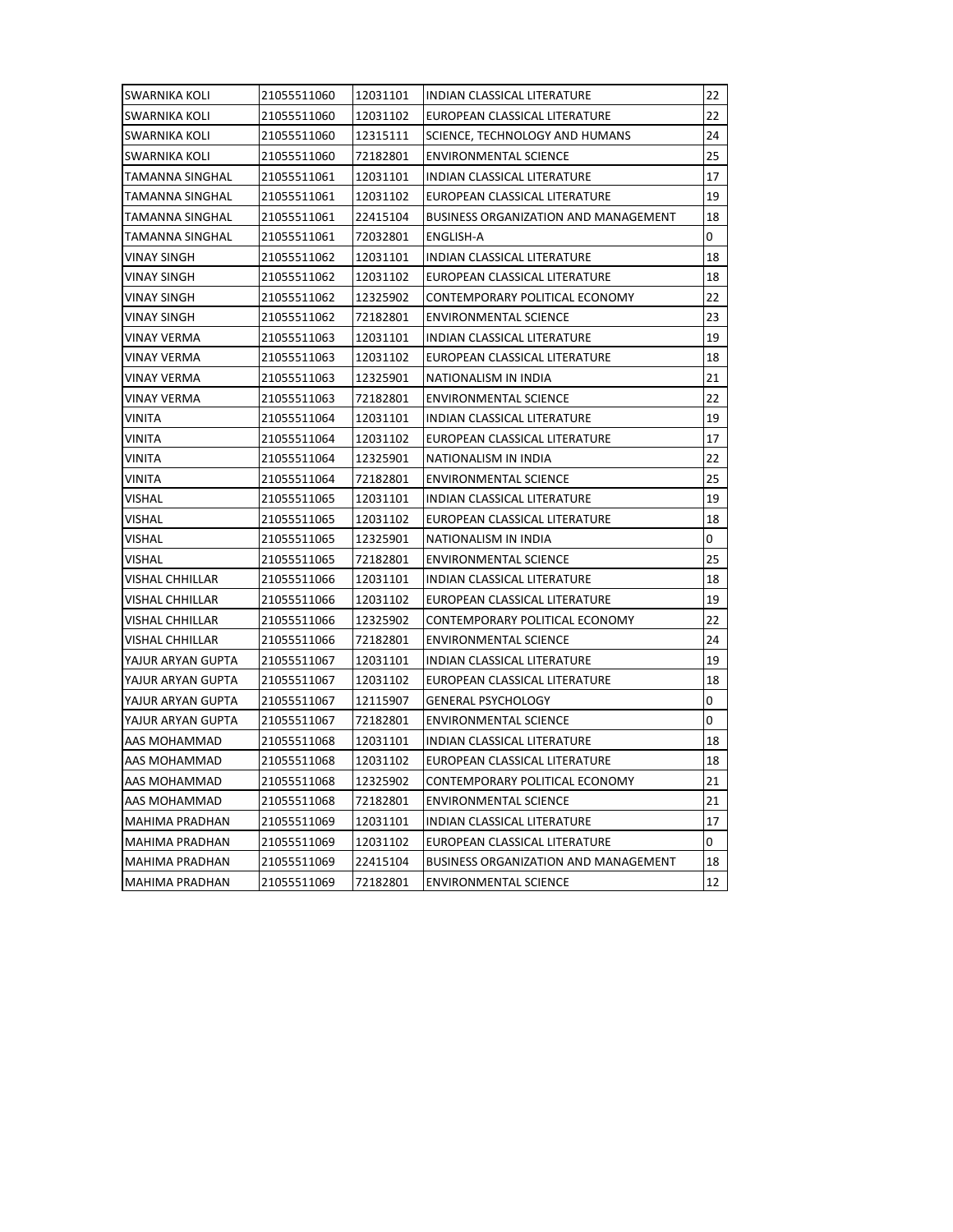| | | | | |
|---|---|---|---|---|
| SWARNIKA KOLI | 21055511060 | 12031101 | INDIAN CLASSICAL LITERATURE | 22 |
| SWARNIKA KOLI | 21055511060 | 12031102 | EUROPEAN CLASSICAL LITERATURE | 22 |
| SWARNIKA KOLI | 21055511060 | 12315111 | SCIENCE, TECHNOLOGY AND HUMANS | 24 |
| SWARNIKA KOLI | 21055511060 | 72182801 | ENVIRONMENTAL SCIENCE | 25 |
| TAMANNA SINGHAL | 21055511061 | 12031101 | INDIAN CLASSICAL LITERATURE | 17 |
| TAMANNA SINGHAL | 21055511061 | 12031102 | EUROPEAN CLASSICAL LITERATURE | 19 |
| TAMANNA SINGHAL | 21055511061 | 22415104 | BUSINESS ORGANIZATION AND MANAGEMENT | 18 |
| TAMANNA SINGHAL | 21055511061 | 72032801 | ENGLISH-A | 0 |
| VINAY SINGH | 21055511062 | 12031101 | INDIAN CLASSICAL LITERATURE | 18 |
| VINAY SINGH | 21055511062 | 12031102 | EUROPEAN CLASSICAL LITERATURE | 18 |
| VINAY SINGH | 21055511062 | 12325902 | CONTEMPORARY POLITICAL ECONOMY | 22 |
| VINAY SINGH | 21055511062 | 72182801 | ENVIRONMENTAL SCIENCE | 23 |
| VINAY VERMA | 21055511063 | 12031101 | INDIAN CLASSICAL LITERATURE | 19 |
| VINAY VERMA | 21055511063 | 12031102 | EUROPEAN CLASSICAL LITERATURE | 18 |
| VINAY VERMA | 21055511063 | 12325901 | NATIONALISM IN INDIA | 21 |
| VINAY VERMA | 21055511063 | 72182801 | ENVIRONMENTAL SCIENCE | 22 |
| VINITA | 21055511064 | 12031101 | INDIAN CLASSICAL LITERATURE | 19 |
| VINITA | 21055511064 | 12031102 | EUROPEAN CLASSICAL LITERATURE | 17 |
| VINITA | 21055511064 | 12325901 | NATIONALISM IN INDIA | 22 |
| VINITA | 21055511064 | 72182801 | ENVIRONMENTAL SCIENCE | 25 |
| VISHAL | 21055511065 | 12031101 | INDIAN CLASSICAL LITERATURE | 19 |
| VISHAL | 21055511065 | 12031102 | EUROPEAN CLASSICAL LITERATURE | 18 |
| VISHAL | 21055511065 | 12325901 | NATIONALISM IN INDIA | 0 |
| VISHAL | 21055511065 | 72182801 | ENVIRONMENTAL SCIENCE | 25 |
| VISHAL CHHILLAR | 21055511066 | 12031101 | INDIAN CLASSICAL LITERATURE | 18 |
| VISHAL CHHILLAR | 21055511066 | 12031102 | EUROPEAN CLASSICAL LITERATURE | 19 |
| VISHAL CHHILLAR | 21055511066 | 12325902 | CONTEMPORARY POLITICAL ECONOMY | 22 |
| VISHAL CHHILLAR | 21055511066 | 72182801 | ENVIRONMENTAL SCIENCE | 24 |
| YAJUR ARYAN GUPTA | 21055511067 | 12031101 | INDIAN CLASSICAL LITERATURE | 19 |
| YAJUR ARYAN GUPTA | 21055511067 | 12031102 | EUROPEAN CLASSICAL LITERATURE | 18 |
| YAJUR ARYAN GUPTA | 21055511067 | 12115907 | GENERAL PSYCHOLOGY | 0 |
| YAJUR ARYAN GUPTA | 21055511067 | 72182801 | ENVIRONMENTAL SCIENCE | 0 |
| AAS MOHAMMAD | 21055511068 | 12031101 | INDIAN CLASSICAL LITERATURE | 18 |
| AAS MOHAMMAD | 21055511068 | 12031102 | EUROPEAN CLASSICAL LITERATURE | 18 |
| AAS MOHAMMAD | 21055511068 | 12325902 | CONTEMPORARY POLITICAL ECONOMY | 21 |
| AAS MOHAMMAD | 21055511068 | 72182801 | ENVIRONMENTAL SCIENCE | 21 |
| MAHIMA PRADHAN | 21055511069 | 12031101 | INDIAN CLASSICAL LITERATURE | 17 |
| MAHIMA PRADHAN | 21055511069 | 12031102 | EUROPEAN CLASSICAL LITERATURE | 0 |
| MAHIMA PRADHAN | 21055511069 | 22415104 | BUSINESS ORGANIZATION AND MANAGEMENT | 18 |
| MAHIMA PRADHAN | 21055511069 | 72182801 | ENVIRONMENTAL SCIENCE | 12 |